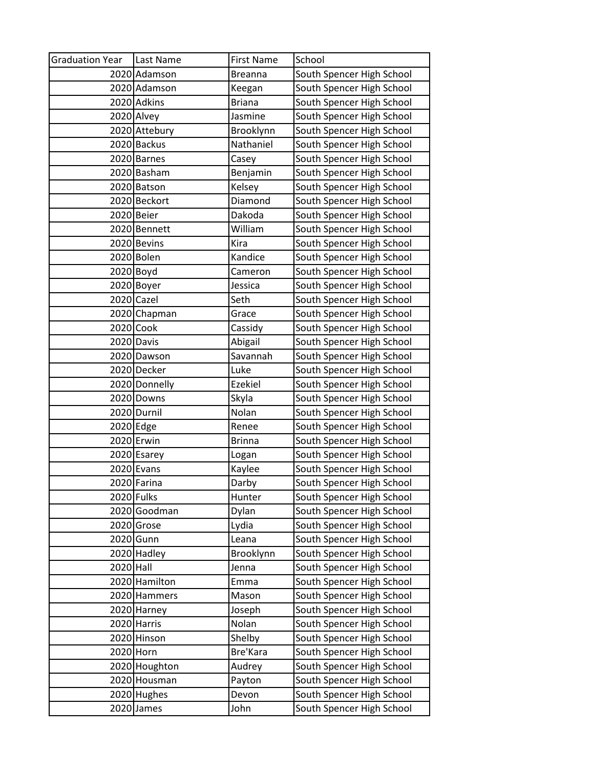| Graduation Year | Last Name | First Name | School |
|---|---|---|---|
| 2020 | Adamson | Breanna | South Spencer High School |
| 2020 | Adamson | Keegan | South Spencer High School |
| 2020 | Adkins | Briana | South Spencer High School |
| 2020 | Alvey | Jasmine | South Spencer High School |
| 2020 | Attebury | Brooklynn | South Spencer High School |
| 2020 | Backus | Nathaniel | South Spencer High School |
| 2020 | Barnes | Casey | South Spencer High School |
| 2020 | Basham | Benjamin | South Spencer High School |
| 2020 | Batson | Kelsey | South Spencer High School |
| 2020 | Beckort | Diamond | South Spencer High School |
| 2020 | Beier | Dakoda | South Spencer High School |
| 2020 | Bennett | William | South Spencer High School |
| 2020 | Bevins | Kira | South Spencer High School |
| 2020 | Bolen | Kandice | South Spencer High School |
| 2020 | Boyd | Cameron | South Spencer High School |
| 2020 | Boyer | Jessica | South Spencer High School |
| 2020 | Cazel | Seth | South Spencer High School |
| 2020 | Chapman | Grace | South Spencer High School |
| 2020 | Cook | Cassidy | South Spencer High School |
| 2020 | Davis | Abigail | South Spencer High School |
| 2020 | Dawson | Savannah | South Spencer High School |
| 2020 | Decker | Luke | South Spencer High School |
| 2020 | Donnelly | Ezekiel | South Spencer High School |
| 2020 | Downs | Skyla | South Spencer High School |
| 2020 | Durnil | Nolan | South Spencer High School |
| 2020 | Edge | Renee | South Spencer High School |
| 2020 | Erwin | Brinna | South Spencer High School |
| 2020 | Esarey | Logan | South Spencer High School |
| 2020 | Evans | Kaylee | South Spencer High School |
| 2020 | Farina | Darby | South Spencer High School |
| 2020 | Fulks | Hunter | South Spencer High School |
| 2020 | Goodman | Dylan | South Spencer High School |
| 2020 | Grose | Lydia | South Spencer High School |
| 2020 | Gunn | Leana | South Spencer High School |
| 2020 | Hadley | Brooklynn | South Spencer High School |
| 2020 | Hall | Jenna | South Spencer High School |
| 2020 | Hamilton | Emma | South Spencer High School |
| 2020 | Hammers | Mason | South Spencer High School |
| 2020 | Harney | Joseph | South Spencer High School |
| 2020 | Harris | Nolan | South Spencer High School |
| 2020 | Hinson | Shelby | South Spencer High School |
| 2020 | Horn | Bre'Kara | South Spencer High School |
| 2020 | Houghton | Audrey | South Spencer High School |
| 2020 | Housman | Payton | South Spencer High School |
| 2020 | Hughes | Devon | South Spencer High School |
| 2020 | James | John | South Spencer High School |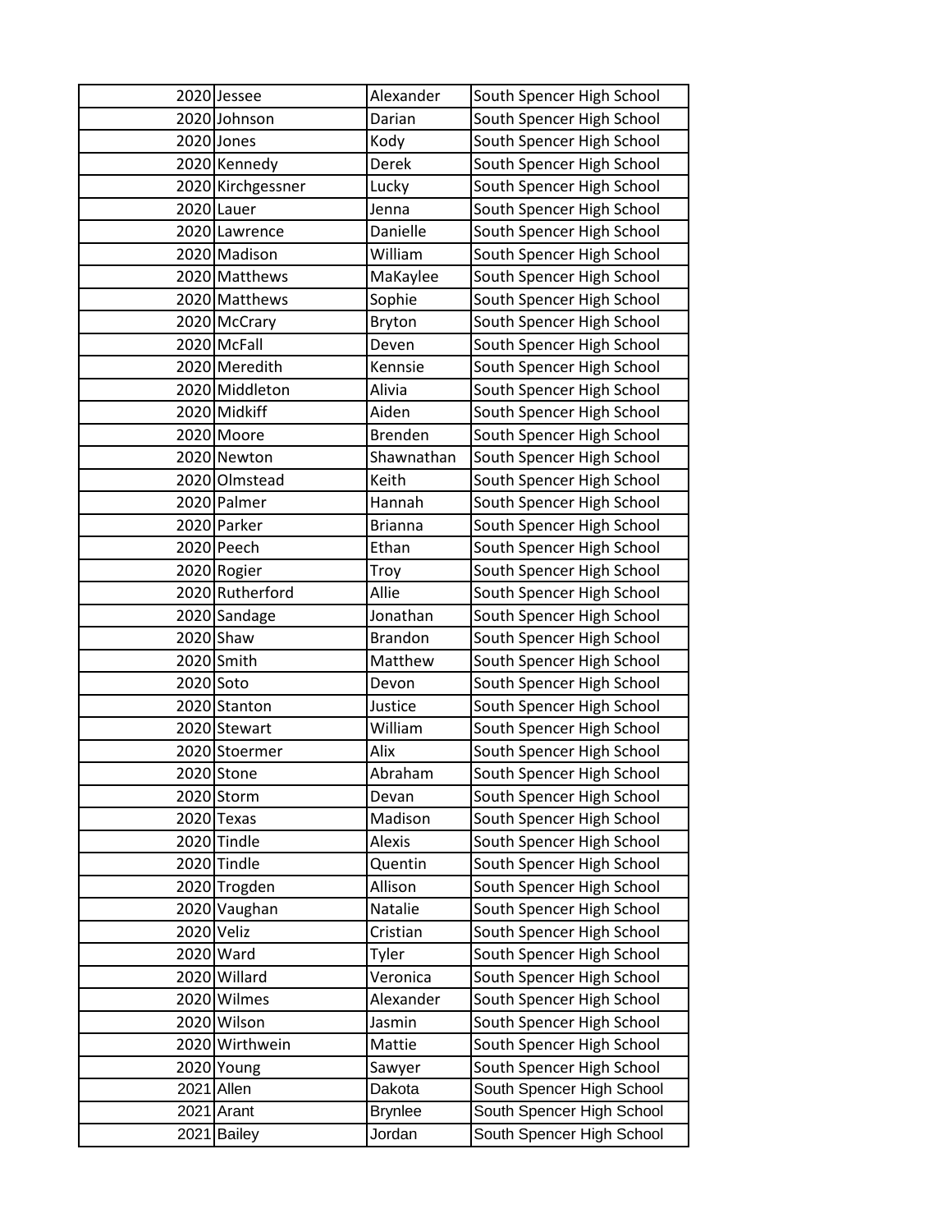| 2020 | Jessee | Alexander | South Spencer High School |
|---|---|---|---|
| 2020 | Johnson | Darian | South Spencer High School |
| 2020 | Jones | Kody | South Spencer High School |
| 2020 | Kennedy | Derek | South Spencer High School |
| 2020 | Kirchgessner | Lucky | South Spencer High School |
| 2020 | Lauer | Jenna | South Spencer High School |
| 2020 | Lawrence | Danielle | South Spencer High School |
| 2020 | Madison | William | South Spencer High School |
| 2020 | Matthews | MaKaylee | South Spencer High School |
| 2020 | Matthews | Sophie | South Spencer High School |
| 2020 | McCrary | Bryton | South Spencer High School |
| 2020 | McFall | Deven | South Spencer High School |
| 2020 | Meredith | Kennsie | South Spencer High School |
| 2020 | Middleton | Alivia | South Spencer High School |
| 2020 | Midkiff | Aiden | South Spencer High School |
| 2020 | Moore | Brenden | South Spencer High School |
| 2020 | Newton | Shawnathan | South Spencer High School |
| 2020 | Olmstead | Keith | South Spencer High School |
| 2020 | Palmer | Hannah | South Spencer High School |
| 2020 | Parker | Brianna | South Spencer High School |
| 2020 | Peech | Ethan | South Spencer High School |
| 2020 | Rogier | Troy | South Spencer High School |
| 2020 | Rutherford | Allie | South Spencer High School |
| 2020 | Sandage | Jonathan | South Spencer High School |
| 2020 | Shaw | Brandon | South Spencer High School |
| 2020 | Smith | Matthew | South Spencer High School |
| 2020 | Soto | Devon | South Spencer High School |
| 2020 | Stanton | Justice | South Spencer High School |
| 2020 | Stewart | William | South Spencer High School |
| 2020 | Stoermer | Alix | South Spencer High School |
| 2020 | Stone | Abraham | South Spencer High School |
| 2020 | Storm | Devan | South Spencer High School |
| 2020 | Texas | Madison | South Spencer High School |
| 2020 | Tindle | Alexis | South Spencer High School |
| 2020 | Tindle | Quentin | South Spencer High School |
| 2020 | Trogden | Allison | South Spencer High School |
| 2020 | Vaughan | Natalie | South Spencer High School |
| 2020 | Veliz | Cristian | South Spencer High School |
| 2020 | Ward | Tyler | South Spencer High School |
| 2020 | Willard | Veronica | South Spencer High School |
| 2020 | Wilmes | Alexander | South Spencer High School |
| 2020 | Wilson | Jasmin | South Spencer High School |
| 2020 | Wirthwein | Mattie | South Spencer High School |
| 2020 | Young | Sawyer | South Spencer High School |
| 2021 | Allen | Dakota | South Spencer High School |
| 2021 | Arant | Brynlee | South Spencer High School |
| 2021 | Bailey | Jordan | South Spencer High School |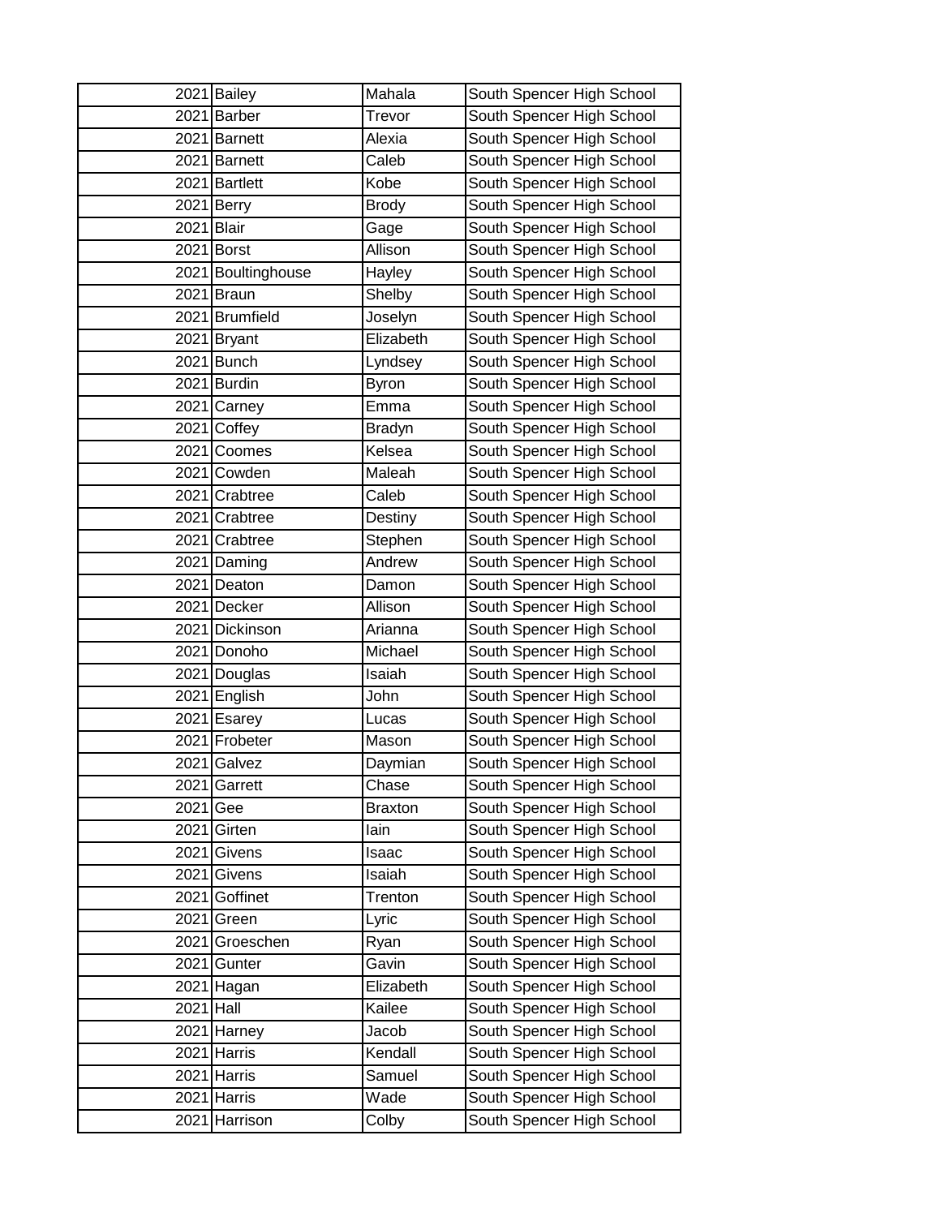| | | | |
|---|---|---|---|
| 2021 | Bailey | Mahala | South Spencer High School |
| 2021 | Barber | Trevor | South Spencer High School |
| 2021 | Barnett | Alexia | South Spencer High School |
| 2021 | Barnett | Caleb | South Spencer High School |
| 2021 | Bartlett | Kobe | South Spencer High School |
| 2021 | Berry | Brody | South Spencer High School |
| 2021 | Blair | Gage | South Spencer High School |
| 2021 | Borst | Allison | South Spencer High School |
| 2021 | Boultinghouse | Hayley | South Spencer High School |
| 2021 | Braun | Shelby | South Spencer High School |
| 2021 | Brumfield | Joselyn | South Spencer High School |
| 2021 | Bryant | Elizabeth | South Spencer High School |
| 2021 | Bunch | Lyndsey | South Spencer High School |
| 2021 | Burdin | Byron | South Spencer High School |
| 2021 | Carney | Emma | South Spencer High School |
| 2021 | Coffey | Bradyn | South Spencer High School |
| 2021 | Coomes | Kelsea | South Spencer High School |
| 2021 | Cowden | Maleah | South Spencer High School |
| 2021 | Crabtree | Caleb | South Spencer High School |
| 2021 | Crabtree | Destiny | South Spencer High School |
| 2021 | Crabtree | Stephen | South Spencer High School |
| 2021 | Daming | Andrew | South Spencer High School |
| 2021 | Deaton | Damon | South Spencer High School |
| 2021 | Decker | Allison | South Spencer High School |
| 2021 | Dickinson | Arianna | South Spencer High School |
| 2021 | Donoho | Michael | South Spencer High School |
| 2021 | Douglas | Isaiah | South Spencer High School |
| 2021 | English | John | South Spencer High School |
| 2021 | Esarey | Lucas | South Spencer High School |
| 2021 | Frobeter | Mason | South Spencer High School |
| 2021 | Galvez | Daymian | South Spencer High School |
| 2021 | Garrett | Chase | South Spencer High School |
| 2021 | Gee | Braxton | South Spencer High School |
| 2021 | Girten | Iain | South Spencer High School |
| 2021 | Givens | Isaac | South Spencer High School |
| 2021 | Givens | Isaiah | South Spencer High School |
| 2021 | Goffinet | Trenton | South Spencer High School |
| 2021 | Green | Lyric | South Spencer High School |
| 2021 | Groeschen | Ryan | South Spencer High School |
| 2021 | Gunter | Gavin | South Spencer High School |
| 2021 | Hagan | Elizabeth | South Spencer High School |
| 2021 | Hall | Kailee | South Spencer High School |
| 2021 | Harney | Jacob | South Spencer High School |
| 2021 | Harris | Kendall | South Spencer High School |
| 2021 | Harris | Samuel | South Spencer High School |
| 2021 | Harris | Wade | South Spencer High School |
| 2021 | Harrison | Colby | South Spencer High School |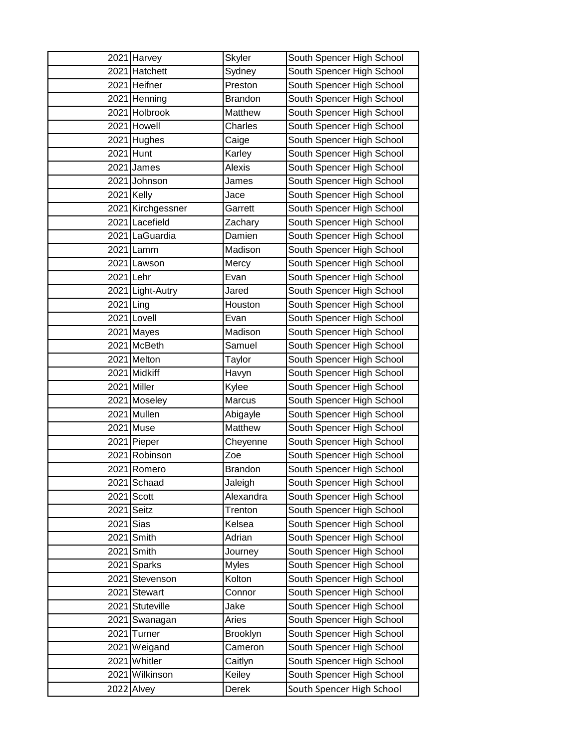| 2021 | Harvey | Skyler | South Spencer High School |
|---|---|---|---|
| 2021 | Hatchett | Sydney | South Spencer High School |
| 2021 | Heifner | Preston | South Spencer High School |
| 2021 | Henning | Brandon | South Spencer High School |
| 2021 | Holbrook | Matthew | South Spencer High School |
| 2021 | Howell | Charles | South Spencer High School |
| 2021 | Hughes | Caige | South Spencer High School |
| 2021 | Hunt | Karley | South Spencer High School |
| 2021 | James | Alexis | South Spencer High School |
| 2021 | Johnson | James | South Spencer High School |
| 2021 | Kelly | Jace | South Spencer High School |
| 2021 | Kirchgessner | Garrett | South Spencer High School |
| 2021 | Lacefield | Zachary | South Spencer High School |
| 2021 | LaGuardia | Damien | South Spencer High School |
| 2021 | Lamm | Madison | South Spencer High School |
| 2021 | Lawson | Mercy | South Spencer High School |
| 2021 | Lehr | Evan | South Spencer High School |
| 2021 | Light-Autry | Jared | South Spencer High School |
| 2021 | Ling | Houston | South Spencer High School |
| 2021 | Lovell | Evan | South Spencer High School |
| 2021 | Mayes | Madison | South Spencer High School |
| 2021 | McBeth | Samuel | South Spencer High School |
| 2021 | Melton | Taylor | South Spencer High School |
| 2021 | Midkiff | Havyn | South Spencer High School |
| 2021 | Miller | Kylee | South Spencer High School |
| 2021 | Moseley | Marcus | South Spencer High School |
| 2021 | Mullen | Abigayle | South Spencer High School |
| 2021 | Muse | Matthew | South Spencer High School |
| 2021 | Pieper | Cheyenne | South Spencer High School |
| 2021 | Robinson | Zoe | South Spencer High School |
| 2021 | Romero | Brandon | South Spencer High School |
| 2021 | Schaad | Jaleigh | South Spencer High School |
| 2021 | Scott | Alexandra | South Spencer High School |
| 2021 | Seitz | Trenton | South Spencer High School |
| 2021 | Sias | Kelsea | South Spencer High School |
| 2021 | Smith | Adrian | South Spencer High School |
| 2021 | Smith | Journey | South Spencer High School |
| 2021 | Sparks | Myles | South Spencer High School |
| 2021 | Stevenson | Kolton | South Spencer High School |
| 2021 | Stewart | Connor | South Spencer High School |
| 2021 | Stuteville | Jake | South Spencer High School |
| 2021 | Swanagan | Aries | South Spencer High School |
| 2021 | Turner | Brooklyn | South Spencer High School |
| 2021 | Weigand | Cameron | South Spencer High School |
| 2021 | Whitler | Caitlyn | South Spencer High School |
| 2021 | Wilkinson | Keiley | South Spencer High School |
| 2022 | Alvey | Derek | South Spencer High School |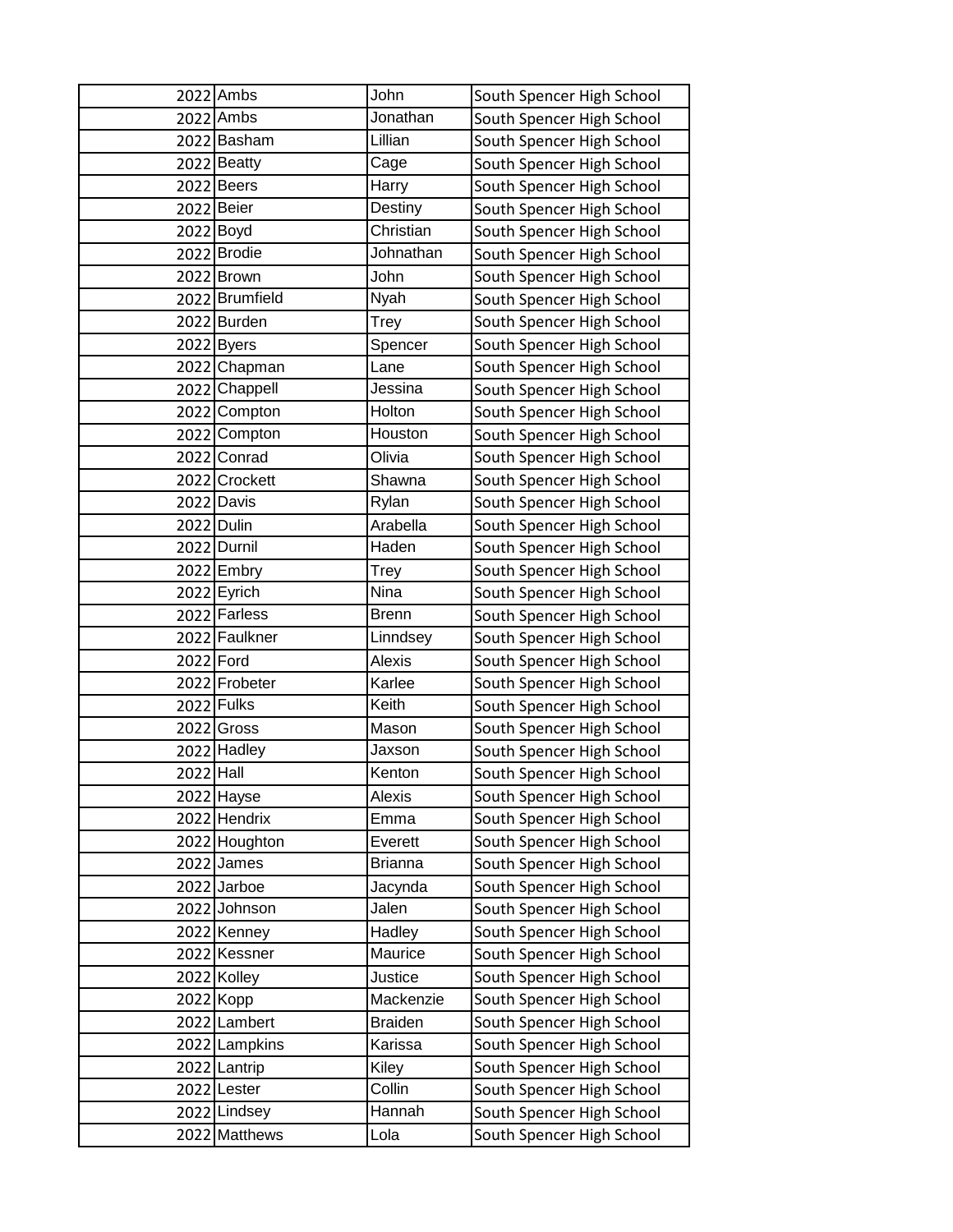| | | | |
|---|---|---|---|
| 2022 | Ambs | John | South Spencer High School |
| 2022 | Ambs | Jonathan | South Spencer High School |
| 2022 | Basham | Lillian | South Spencer High School |
| 2022 | Beatty | Cage | South Spencer High School |
| 2022 | Beers | Harry | South Spencer High School |
| 2022 | Beier | Destiny | South Spencer High School |
| 2022 | Boyd | Christian | South Spencer High School |
| 2022 | Brodie | Johnathan | South Spencer High School |
| 2022 | Brown | John | South Spencer High School |
| 2022 | Brumfield | Nyah | South Spencer High School |
| 2022 | Burden | Trey | South Spencer High School |
| 2022 | Byers | Spencer | South Spencer High School |
| 2022 | Chapman | Lane | South Spencer High School |
| 2022 | Chappell | Jessina | South Spencer High School |
| 2022 | Compton | Holton | South Spencer High School |
| 2022 | Compton | Houston | South Spencer High School |
| 2022 | Conrad | Olivia | South Spencer High School |
| 2022 | Crockett | Shawna | South Spencer High School |
| 2022 | Davis | Rylan | South Spencer High School |
| 2022 | Dulin | Arabella | South Spencer High School |
| 2022 | Durnil | Haden | South Spencer High School |
| 2022 | Embry | Trey | South Spencer High School |
| 2022 | Eyrich | Nina | South Spencer High School |
| 2022 | Farless | Brenn | South Spencer High School |
| 2022 | Faulkner | Linndsey | South Spencer High School |
| 2022 | Ford | Alexis | South Spencer High School |
| 2022 | Frobeter | Karlee | South Spencer High School |
| 2022 | Fulks | Keith | South Spencer High School |
| 2022 | Gross | Mason | South Spencer High School |
| 2022 | Hadley | Jaxson | South Spencer High School |
| 2022 | Hall | Kenton | South Spencer High School |
| 2022 | Hayse | Alexis | South Spencer High School |
| 2022 | Hendrix | Emma | South Spencer High School |
| 2022 | Houghton | Everett | South Spencer High School |
| 2022 | James | Brianna | South Spencer High School |
| 2022 | Jarboe | Jacynda | South Spencer High School |
| 2022 | Johnson | Jalen | South Spencer High School |
| 2022 | Kenney | Hadley | South Spencer High School |
| 2022 | Kessner | Maurice | South Spencer High School |
| 2022 | Kolley | Justice | South Spencer High School |
| 2022 | Kopp | Mackenzie | South Spencer High School |
| 2022 | Lambert | Braiden | South Spencer High School |
| 2022 | Lampkins | Karissa | South Spencer High School |
| 2022 | Lantrip | Kiley | South Spencer High School |
| 2022 | Lester | Collin | South Spencer High School |
| 2022 | Lindsey | Hannah | South Spencer High School |
| 2022 | Matthews | Lola | South Spencer High School |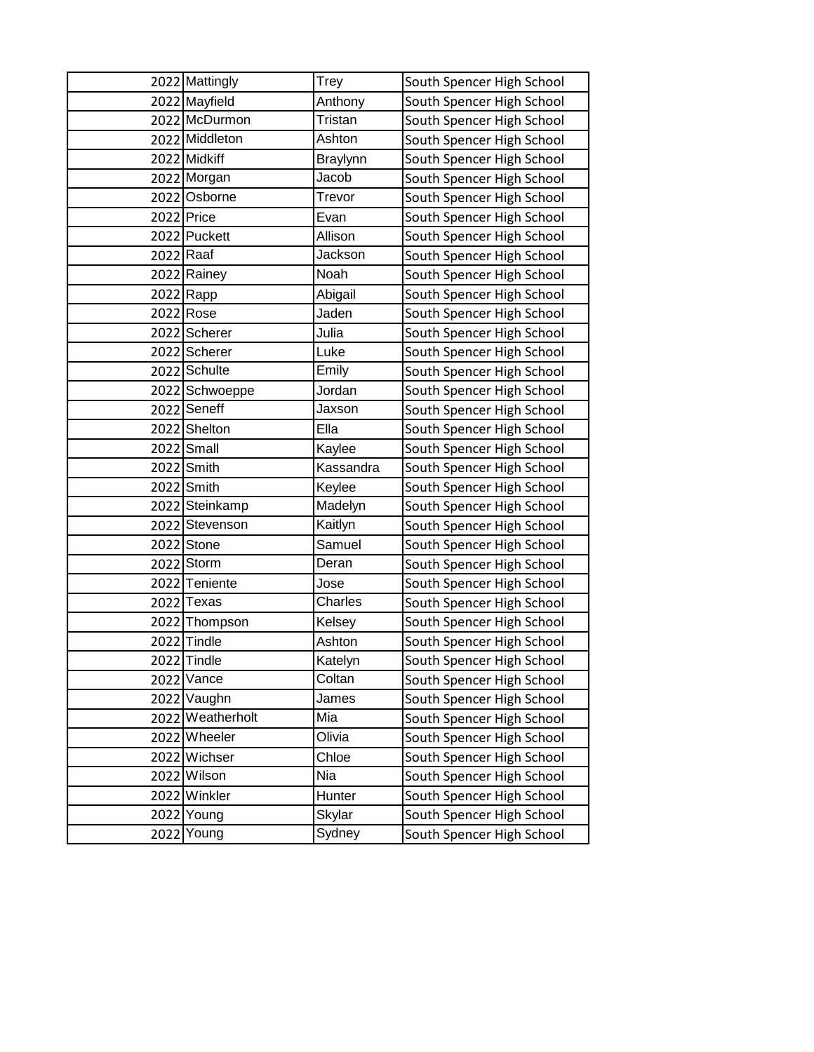| | | | |
|---|---|---|---|
| 2022 | Mattingly | Trey | South Spencer High School |
| 2022 | Mayfield | Anthony | South Spencer High School |
| 2022 | McDurmon | Tristan | South Spencer High School |
| 2022 | Middleton | Ashton | South Spencer High School |
| 2022 | Midkiff | Braylynn | South Spencer High School |
| 2022 | Morgan | Jacob | South Spencer High School |
| 2022 | Osborne | Trevor | South Spencer High School |
| 2022 | Price | Evan | South Spencer High School |
| 2022 | Puckett | Allison | South Spencer High School |
| 2022 | Raaf | Jackson | South Spencer High School |
| 2022 | Rainey | Noah | South Spencer High School |
| 2022 | Rapp | Abigail | South Spencer High School |
| 2022 | Rose | Jaden | South Spencer High School |
| 2022 | Scherer | Julia | South Spencer High School |
| 2022 | Scherer | Luke | South Spencer High School |
| 2022 | Schulte | Emily | South Spencer High School |
| 2022 | Schwoeppe | Jordan | South Spencer High School |
| 2022 | Seneff | Jaxson | South Spencer High School |
| 2022 | Shelton | Ella | South Spencer High School |
| 2022 | Small | Kaylee | South Spencer High School |
| 2022 | Smith | Kassandra | South Spencer High School |
| 2022 | Smith | Keylee | South Spencer High School |
| 2022 | Steinkamp | Madelyn | South Spencer High School |
| 2022 | Stevenson | Kaitlyn | South Spencer High School |
| 2022 | Stone | Samuel | South Spencer High School |
| 2022 | Storm | Deran | South Spencer High School |
| 2022 | Teniente | Jose | South Spencer High School |
| 2022 | Texas | Charles | South Spencer High School |
| 2022 | Thompson | Kelsey | South Spencer High School |
| 2022 | Tindle | Ashton | South Spencer High School |
| 2022 | Tindle | Katelyn | South Spencer High School |
| 2022 | Vance | Coltan | South Spencer High School |
| 2022 | Vaughn | James | South Spencer High School |
| 2022 | Weatherholt | Mia | South Spencer High School |
| 2022 | Wheeler | Olivia | South Spencer High School |
| 2022 | Wichser | Chloe | South Spencer High School |
| 2022 | Wilson | Nia | South Spencer High School |
| 2022 | Winkler | Hunter | South Spencer High School |
| 2022 | Young | Skylar | South Spencer High School |
| 2022 | Young | Sydney | South Spencer High School |